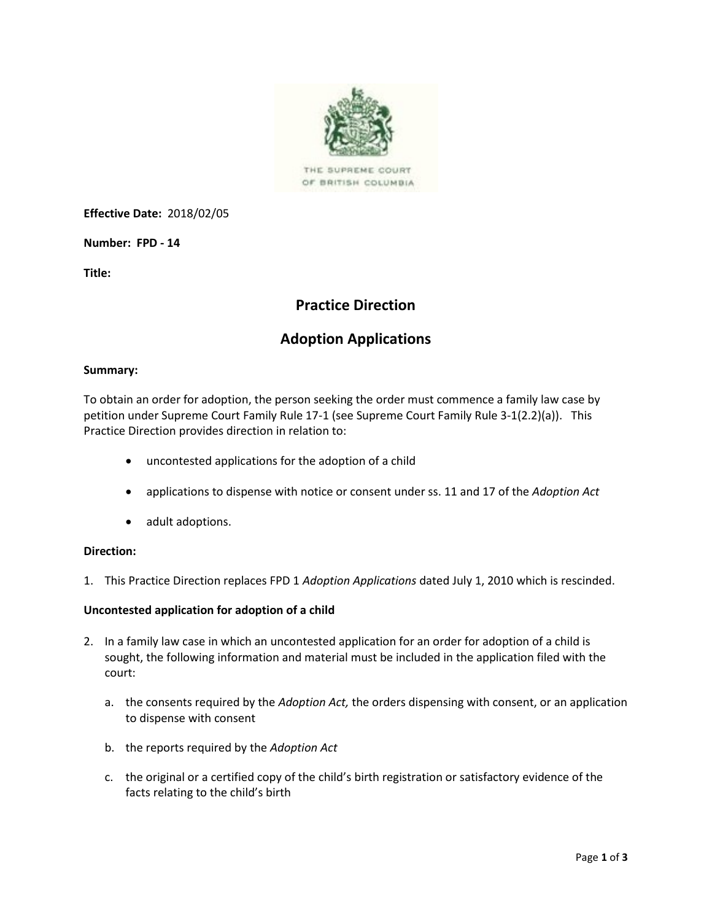THE SUPREME COURT
OF BRITISH COLUMBIA

**Effective Date:** 2018/02/05

**Number: FPD - 14**

**Title:**

# Practice Direction

# Adoption Applications

**Summary:**

To obtain an order for adoption, the person seeking the order must commence a family law case by petition under Supreme Court Family Rule 17-1 (see Supreme Court Family Rule 3-1(2.2)(a)). This Practice Direction provides direction in relation to:

- uncontested applications for the adoption of a child
- applications to dispense with notice or consent under ss. 11 and 17 of the *Adoption Act*
- adult adoptions.

**Direction:**

1. This Practice Direction replaces FPD 1 *Adoption Applications* dated July 1, 2010 which is rescinded.

**Uncontested application for adoption of a child**

2. In a family law case in which an uncontested application for an order for adoption of a child is sought, the following information and material must be included in the application filed with the court:

   a. the consents required by the *Adoption Act,* the orders dispensing with consent, or an application to dispense with consent

   b. the reports required by the *Adoption Act*

   c. the original or a certified copy of the child's birth registration or satisfactory evidence of the facts relating to the child's birth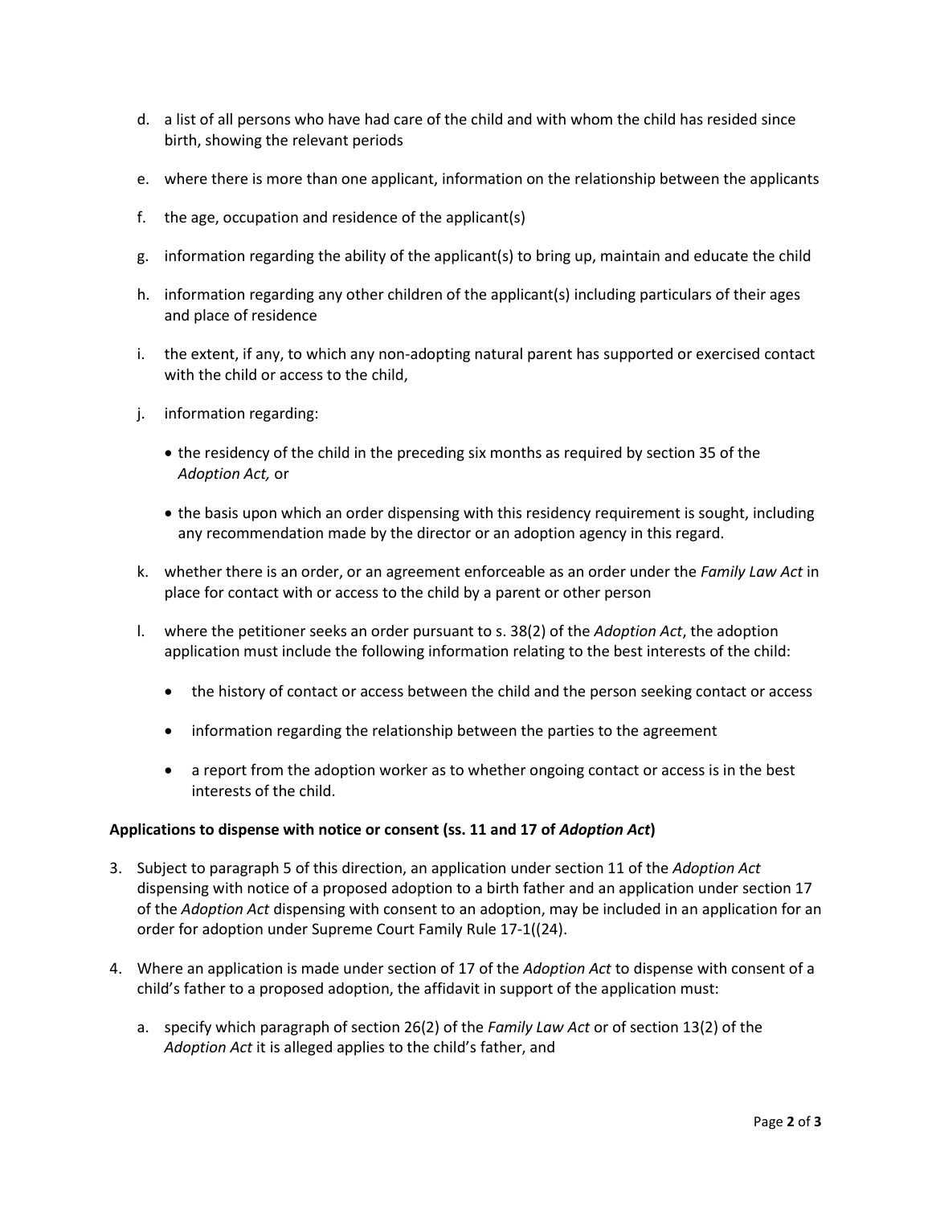d. a list of all persons who have had care of the child and with whom the child has resided since birth, showing the relevant periods

e. where there is more than one applicant, information on the relationship between the applicants

f. the age, occupation and residence of the applicant(s)

g. information regarding the ability of the applicant(s) to bring up, maintain and educate the child

h. information regarding any other children of the applicant(s) including particulars of their ages and place of residence

i. the extent, if any, to which any non-adopting natural parent has supported or exercised contact with the child or access to the child,

j. information regarding:

   - the residency of the child in the preceding six months as required by section 35 of the *Adoption Act,* or
   - the basis upon which an order dispensing with this residency requirement is sought, including any recommendation made by the director or an adoption agency in this regard.

k. whether there is an order, or an agreement enforceable as an order under the *Family Law Act* in place for contact with or access to the child by a parent or other person

l. where the petitioner seeks an order pursuant to s. 38(2) of the *Adoption Act*, the adoption application must include the following information relating to the best interests of the child:

   - the history of contact or access between the child and the person seeking contact or access
   - information regarding the relationship between the parties to the agreement
   - a report from the adoption worker as to whether ongoing contact or access is in the best interests of the child.

**Applications to dispense with notice or consent (ss. 11 and 17 of *Adoption Act*)**

3. Subject to paragraph 5 of this direction, an application under section 11 of the *Adoption Act* dispensing with notice of a proposed adoption to a birth father and an application under section 17 of the *Adoption Act* dispensing with consent to an adoption, may be included in an application for an order for adoption under Supreme Court Family Rule 17-1((24).

4. Where an application is made under section of 17 of the *Adoption Act* to dispense with consent of a child's father to a proposed adoption, the affidavit in support of the application must:

   a. specify which paragraph of section 26(2) of the *Family Law Act* or of section 13(2) of the *Adoption Act* it is alleged applies to the child's father, and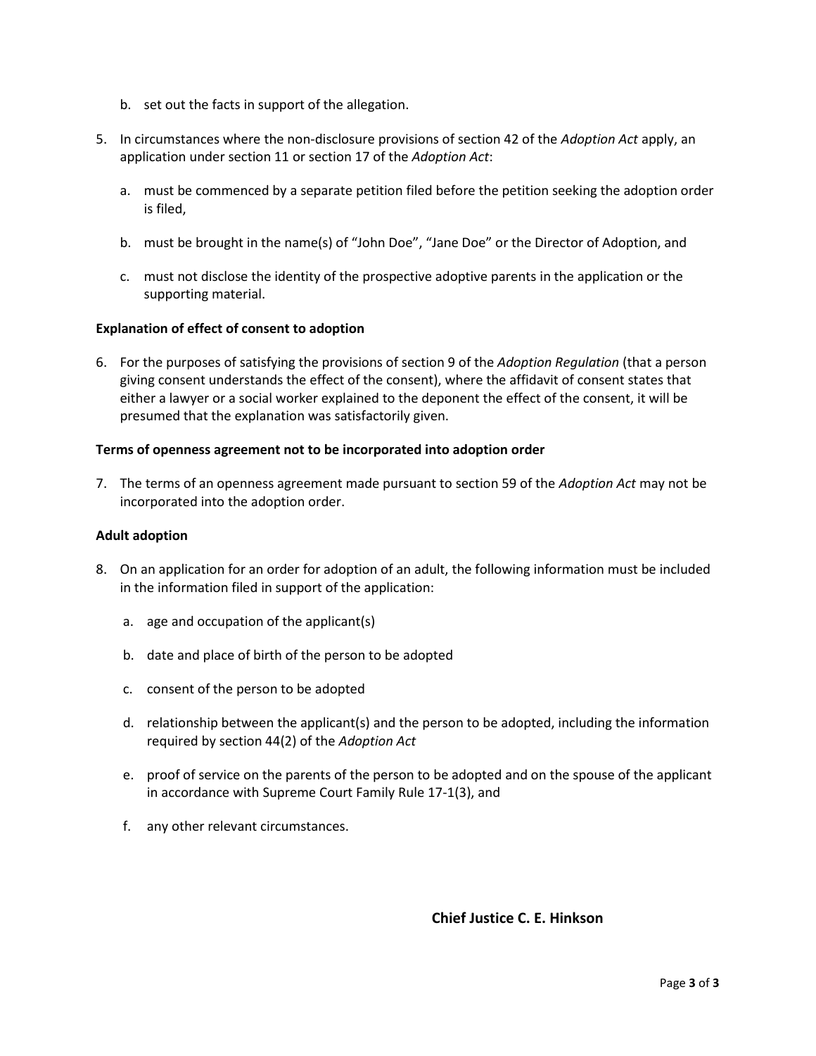b. set out the facts in support of the allegation.

5. In circumstances where the non-disclosure provisions of section 42 of the *Adoption Act* apply, an application under section 11 or section 17 of the *Adoption Act*:

   a. must be commenced by a separate petition filed before the petition seeking the adoption order is filed,

   b. must be brought in the name(s) of "John Doe", "Jane Doe" or the Director of Adoption, and

   c. must not disclose the identity of the prospective adoptive parents in the application or the supporting material.

**Explanation of effect of consent to adoption**

6. For the purposes of satisfying the provisions of section 9 of the *Adoption Regulation* (that a person giving consent understands the effect of the consent), where the affidavit of consent states that either a lawyer or a social worker explained to the deponent the effect of the consent, it will be presumed that the explanation was satisfactorily given.

**Terms of openness agreement not to be incorporated into adoption order**

7. The terms of an openness agreement made pursuant to section 59 of the *Adoption Act* may not be incorporated into the adoption order.

**Adult adoption**

8. On an application for an order for adoption of an adult, the following information must be included in the information filed in support of the application:

   a. age and occupation of the applicant(s)

   b. date and place of birth of the person to be adopted

   c. consent of the person to be adopted

   d. relationship between the applicant(s) and the person to be adopted, including the information required by section 44(2) of the *Adoption Act*

   e. proof of service on the parents of the person to be adopted and on the spouse of the applicant in accordance with Supreme Court Family Rule 17-1(3), and

   f. any other relevant circumstances.

**Chief Justice C. E. Hinkson**